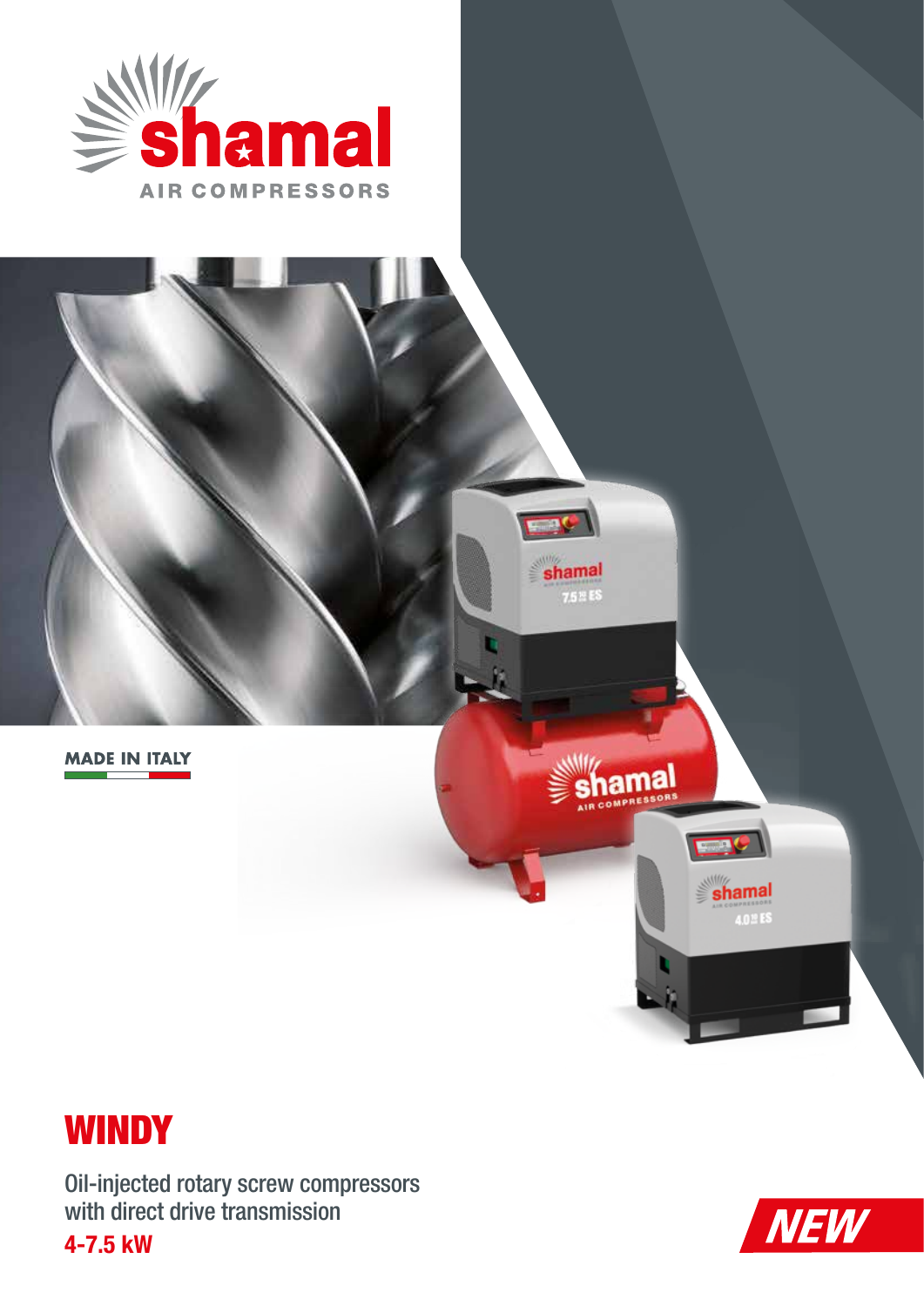# shamal

AIR COMPRESSORS

**MADE IN ITALY**

# WINDY

Oil-injected rotary screw compressors with direct drive transmission

**4-7.5 kW**

**NEW**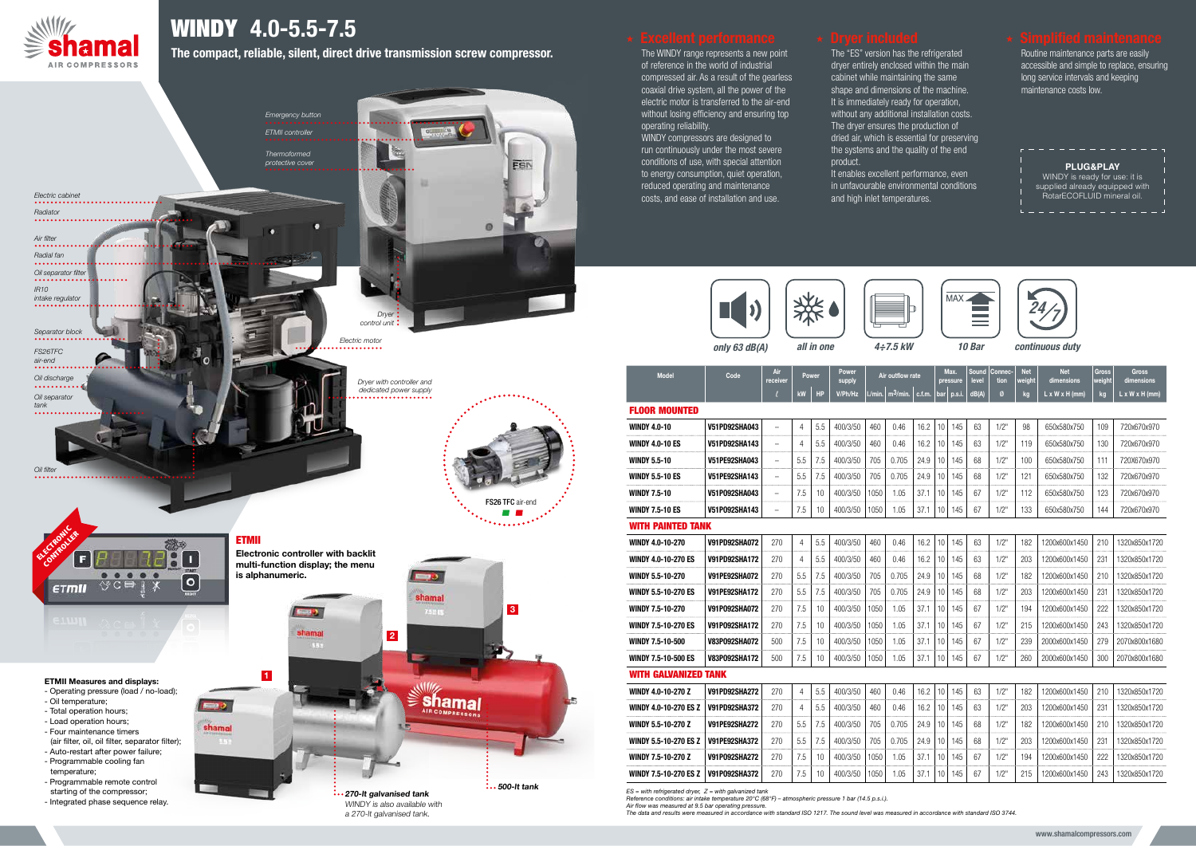# WINDY 4.0-5.5-7.5

**The compact, reliable, silent, direct drive transmission screw compressor.**

Emergency button
ETMII controller
Thermoformed protective cover
Electric cabinet
Radiator
Air filter
Radial fan
Oil separator filter
IR10 intake regulator
Separator block
FS26TFC air-end
Oil discharge
Oil separator tank
Oil filter
Dryer control unit
Electric motor
Dryer with controller and dedicated power supply

**FS26 TFC** air-end

ELECTRONIC CONTROLLER

## ETMII

**Electronic controller with backlit multi-function display; the menu is alphanumeric.**

**ETMII Measures and displays:**

- Operating pressure (load / no-load);
- Oil temperature;
- Total operation hours;
- Load operation hours;
- Four maintenance timers (air filter, oil, oil filter, separator filter);
- Auto-restart after power failure;
- Programmable cooling fan temperature;
- Programmable remote control starting of the compressor;
- Integrated phase sequence relay.

**270-lt galvanised tank**
*WINDY is also available with a 270-lt galvanised tank.*

**500-lt tank**

## Excellent performance

The WINDY range represents a new point of reference in the world of industrial compressed air. As a result of the gearless coaxial drive system, all the power of the electric motor is transferred to the air-end without losing efficiency and ensuring top operating reliability.
WINDY compressors are designed to run continuously under the most severe conditions of use, with special attention to energy consumption, quiet operation, reduced operating and maintenance costs, and ease of installation and use.

## Dryer included

The "ES" version has the refrigerated dryer entirely enclosed within the main cabinet while maintaining the same shape and dimensions of the machine. It is immediately ready for operation, without any additional installation costs. The dryer ensures the production of dried air, which is essential for preserving the systems and the quality of the end product.
It enables excellent performance, even in unfavourable environmental conditions and high inlet temperatures.

## Simplified maintenance

Routine maintenance parts are easily accessible and simple to replace, ensuring long service intervals and keeping maintenance costs low.

**PLUG&PLAY**
WINDY is ready for use: it is supplied already equipped with RotarECOFLUID mineral oil.

only 63 dB(A) | all in one | 4÷7.5 kW | 10 Bar | continuous duty

| Model | Code | Air receiver | Power | | Power supply | Air outflow rate | | | Max. pressure | | Sound level | Connection | Net weight | Net dimensions | Gross weight | Gross dimensions |
|---|---|---|---|---|---|---|---|---|---|---|---|---|---|---|---|---|
| | | ℓ | kW | HP | V/Ph/Hz | l./min. | m³/min. | c.f.m. | bar | p.s.i. | dB(A) | Ø | kg | L x W x H (mm) | kg | L x W x H (mm) |
| **FLOOR MOUNTED** | | | | | | | | | | | | | | | | |
| WINDY 4.0-10 | V51PD92SHA043 | – | 4 | 5.5 | 400/3/50 | 460 | 0.46 | 16.2 | 10 | 145 | 63 | 1/2" | 98 | 650x580x750 | 109 | 720x670x970 |
| WINDY 4.0-10 ES | V51PD92SHA143 | – | 4 | 5.5 | 400/3/50 | 460 | 0.46 | 16.2 | 10 | 145 | 63 | 1/2" | 119 | 650x580x750 | 130 | 720x670x970 |
| WINDY 5.5-10 | V51PE92SHA043 | – | 5.5 | 7.5 | 400/3/50 | 705 | 0.705 | 24.9 | 10 | 145 | 68 | 1/2" | 100 | 650x580x750 | 111 | 720X670x970 |
| WINDY 5.5-10 ES | V51PE92SHA143 | – | 5.5 | 7.5 | 400/3/50 | 705 | 0.705 | 24.9 | 10 | 145 | 68 | 1/2" | 121 | 650x580x750 | 132 | 720x670x970 |
| WINDY 7.5-10 | V51PO92SHA043 | – | 7.5 | 10 | 400/3/50 | 1050 | 1.05 | 37.1 | 10 | 145 | 67 | 1/2" | 112 | 650x580x750 | 123 | 720x670x970 |
| WINDY 7.5-10 ES | V51PO92SHA143 | – | 7.5 | 10 | 400/3/50 | 1050 | 1.05 | 37.1 | 10 | 145 | 67 | 1/2" | 133 | 650x580x750 | 144 | 720x670x970 |
| **WITH PAINTED TANK** | | | | | | | | | | | | | | | | |
| WINDY 4.0-10-270 | V91PD92SHA072 | 270 | 4 | 5.5 | 400/3/50 | 460 | 0.46 | 16.2 | 10 | 145 | 63 | 1/2" | 182 | 1200x600x1450 | 210 | 1320x850x1720 |
| WINDY 4.0-10-270 ES | V91PD92SHA172 | 270 | 4 | 5.5 | 400/3/50 | 460 | 0.46 | 16.2 | 10 | 145 | 63 | 1/2" | 203 | 1200x600x1450 | 231 | 1320x850x1720 |
| WINDY 5.5-10-270 | V91PE92SHA072 | 270 | 5.5 | 7.5 | 400/3/50 | 705 | 0.705 | 24.9 | 10 | 145 | 68 | 1/2" | 182 | 1200x600x1450 | 210 | 1320x850x1720 |
| WINDY 5.5-10-270 ES | V91PE92SHA172 | 270 | 5.5 | 7.5 | 400/3/50 | 705 | 0.705 | 24.9 | 10 | 145 | 68 | 1/2" | 203 | 1200x600x1450 | 231 | 1320x850x1720 |
| WINDY 7.5-10-270 | V91PO92SHA072 | 270 | 7.5 | 10 | 400/3/50 | 1050 | 1.05 | 37.1 | 10 | 145 | 67 | 1/2" | 194 | 1200x600x1450 | 222 | 1320x850x1720 |
| WINDY 7.5-10-270 ES | V91PO92SHA172 | 270 | 7.5 | 10 | 400/3/50 | 1050 | 1.05 | 37.1 | 10 | 145 | 67 | 1/2" | 215 | 1200x600x1450 | 243 | 1320x850x1720 |
| WINDY 7.5-10-500 | V83PO92SHA072 | 500 | 7.5 | 10 | 400/3/50 | 1050 | 1.05 | 37.1 | 10 | 145 | 67 | 1/2" | 239 | 2000x600x1450 | 279 | 2070x800x1680 |
| WINDY 7.5-10-500 ES | V83PO92SHA172 | 500 | 7.5 | 10 | 400/3/50 | 1050 | 1.05 | 37.1 | 10 | 145 | 67 | 1/2" | 260 | 2000x600x1450 | 300 | 2070x800x1680 |
| **WITH GALVANIZED TANK** | | | | | | | | | | | | | | | | |
| WINDY 4.0-10-270 Z | V91PD92SHA272 | 270 | 4 | 5.5 | 400/3/50 | 460 | 0.46 | 16.2 | 10 | 145 | 63 | 1/2" | 182 | 1200x600x1450 | 210 | 1320x850x1720 |
| WINDY 4.0-10-270 ES Z | V91PD92SHA372 | 270 | 4 | 5.5 | 400/3/50 | 460 | 0.46 | 16.2 | 10 | 145 | 63 | 1/2" | 203 | 1200x600x1450 | 231 | 1320x850x1720 |
| WINDY 5.5-10-270 Z | V91PE92SHA272 | 270 | 5.5 | 7.5 | 400/3/50 | 705 | 0.705 | 24.9 | 10 | 145 | 68 | 1/2" | 182 | 1200x600x1450 | 210 | 1320x850x1720 |
| WINDY 5.5-10-270 ES Z | V91PE92SHA372 | 270 | 5.5 | 7.5 | 400/3/50 | 705 | 0.705 | 24.9 | 10 | 145 | 68 | 1/2" | 203 | 1200x600x1450 | 231 | 1320x850x1720 |
| WINDY 7.5-10-270 Z | V91PO92SHA272 | 270 | 7.5 | 10 | 400/3/50 | 1050 | 1.05 | 37.1 | 10 | 145 | 67 | 1/2" | 194 | 1200x600x1450 | 222 | 1320x850x1720 |
| WINDY 7.5-10-270 ES Z | V91PO92SHA372 | 270 | 7.5 | 10 | 400/3/50 | 1050 | 1.05 | 37.1 | 10 | 145 | 67 | 1/2" | 215 | 1200x600x1450 | 243 | 1320x850x1720 |

*ES = with refrigerated dryer, Z = with galvanized tank*
*Reference conditions: air intake temperature 20°C (68°F) – atmospheric pressure 1 bar (14.5 p.s.i.).*
*Air flow was measured at 9.5 bar operating pressure.*
*The data and results were measured in accordance with standard ISO 1217. The sound level was measured in accordance with standard ISO 3744.*

www.shamalcompressors.com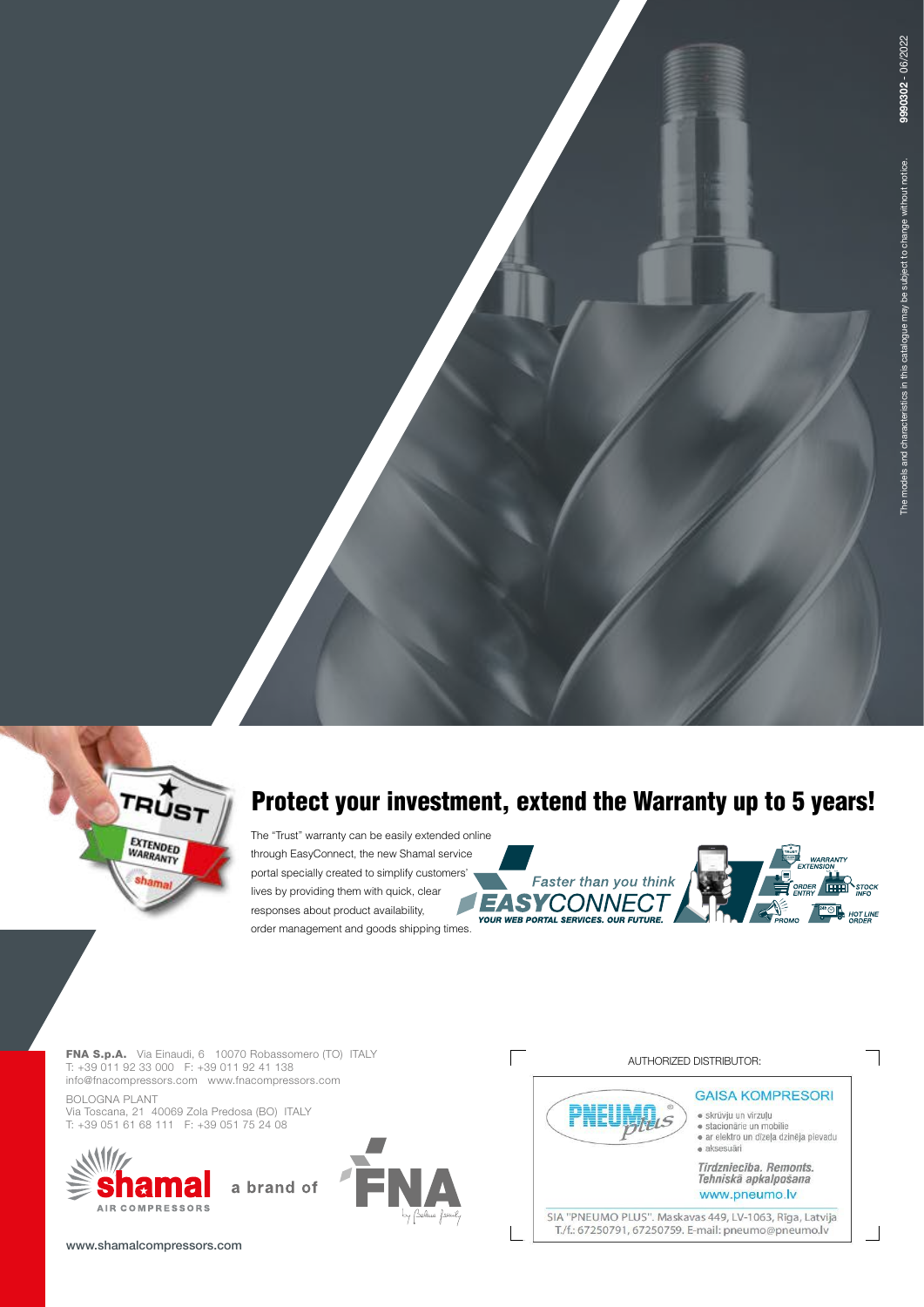## Protect your investment, extend the Warranty up to 5 years!

The "Trust" warranty can be easily extended online through EasyConnect, the new Shamal service portal specially created to simplify customers' lives by providing them with quick, clear responses about product availability, order management and goods shipping times.

Faster than you think
EASYCONNECT
YOUR WEB PORTAL SERVICES. OUR FUTURE.

WARRANTY EXTENSION
ORDER ENTRY
STOCK INFO
PROMO
HOT LINE ORDER

**FNA S.p.A.** Via Einaudi, 6 10070 Robassomero (TO) ITALY
T: +39 011 92 33 000 F: +39 011 92 41 138
info@fnacompressors.com www.fnacompressors.com

BOLOGNA PLANT
Via Toscana, 21 40069 Zola Predosa (BO) ITALY
T: +39 051 61 68 111 F: +39 051 75 24 08

shamal AIR COMPRESSORS a brand of FNA

www.shamalcompressors.com

AUTHORIZED DISTRIBUTOR:

PNEUMO plus

GAISA KOMPRESORI
- skrūvju un virzuļu
- stacionārie un mobilie
- ar elektro un dīzeļa dzinēja piedziņu
- aksesuāri

*Tirdzniecība. Remonts. Tehniskā apkalpošana*
www.pneumo.lv

SIA "PNEUMO PLUS". Maskavas 449, LV-1063, Rīga, Latvija
T./f.: 67250791, 67250759. E-mail: pneumo@pneumo.lv

The models and characteristics in this catalogue may be subject to change without notice.

9990302 - 06/2022